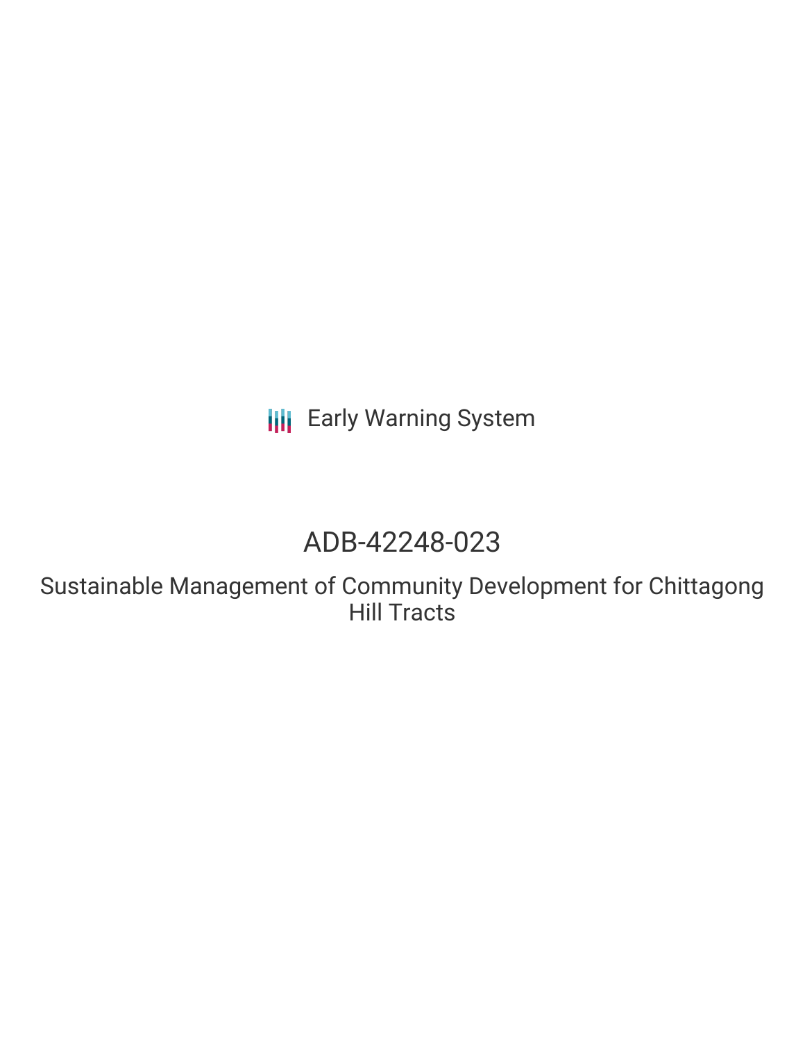Early Warning System

# ADB-42248-023

## Sustainable Management of Community Development for Chittagong Hill Tracts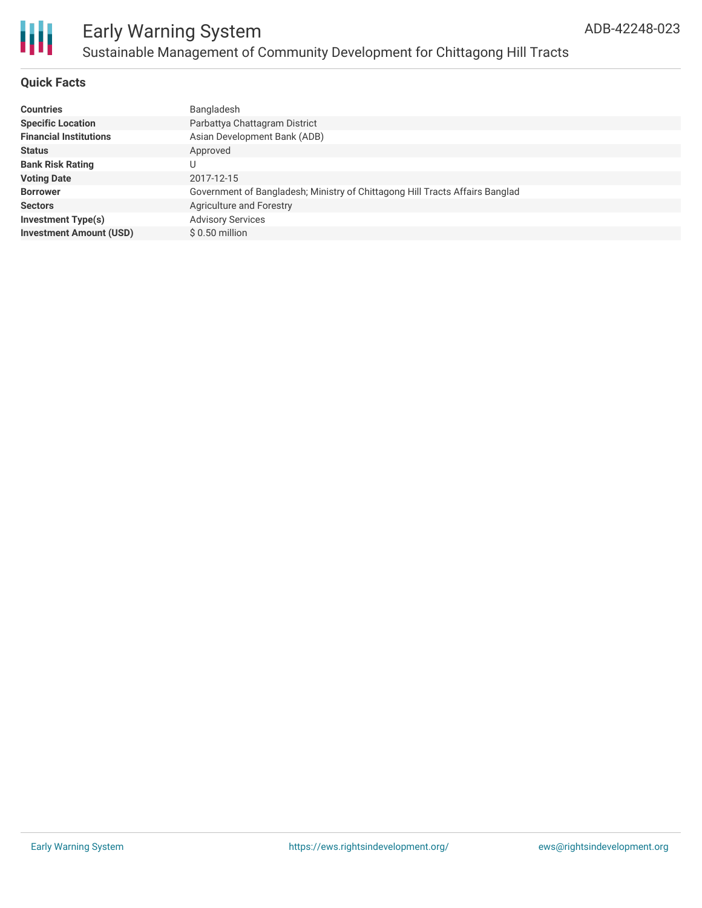# Early Warning System

## Sustainable Management of Community Development for Chittagong Hill Tracts

ADB-42248-023

### Quick Facts

| | |
|---|---|
| **Countries** | Bangladesh |
| **Specific Location** | Parbattya Chattagram District |
| **Financial Institutions** | Asian Development Bank (ADB) |
| **Status** | Approved |
| **Bank Risk Rating** | U |
| **Voting Date** | 2017-12-15 |
| **Borrower** | Government of Bangladesh; Ministry of Chittagong Hill Tracts Affairs Banglad |
| **Sectors** | Agriculture and Forestry |
| **Investment Type(s)** | Advisory Services |
| **Investment Amount (USD)** | $ 0.50 million |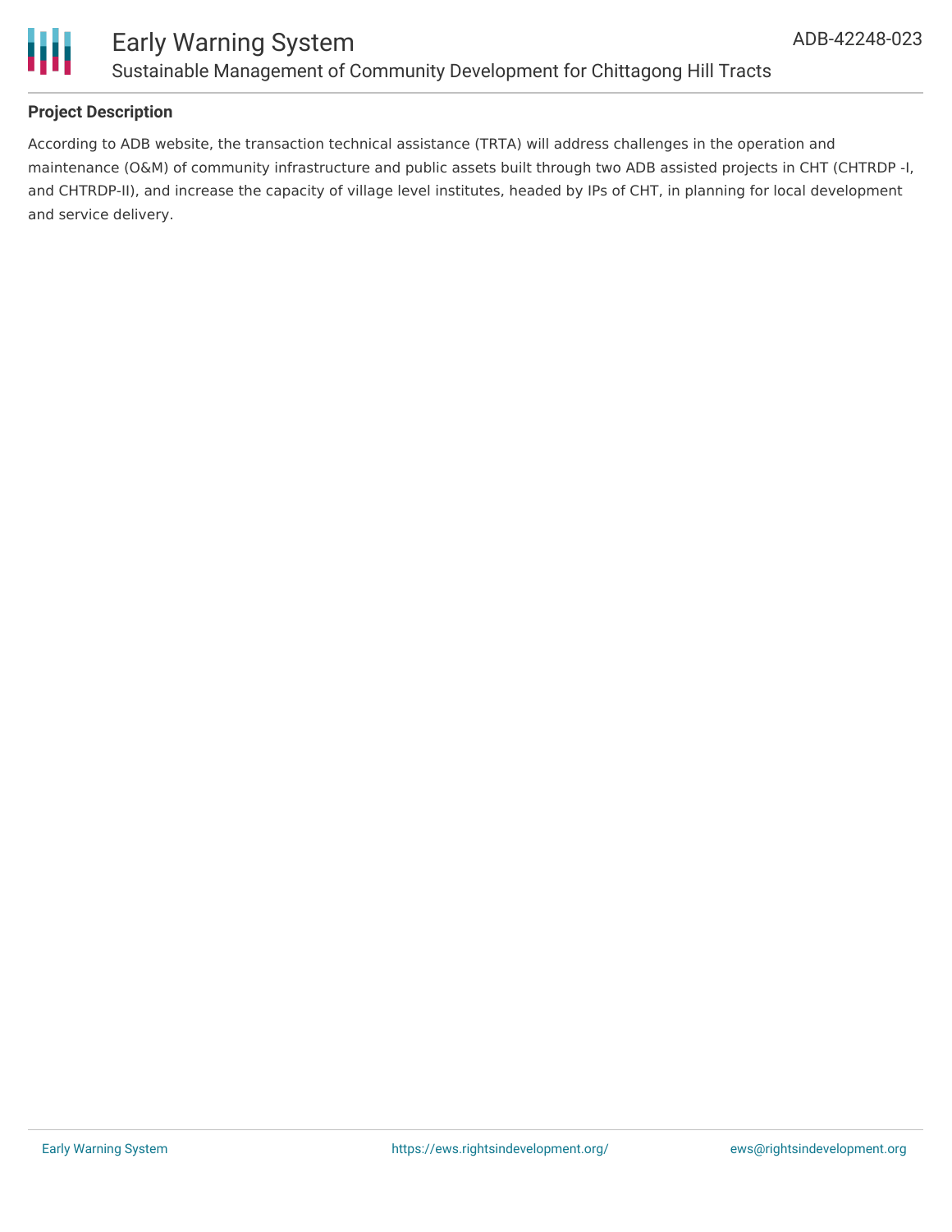**Project Description**

According to ADB website, the transaction technical assistance (TRTA) will address challenges in the operation and maintenance (O&M) of community infrastructure and public assets built through two ADB assisted projects in CHT (CHTRDP -I, and CHTRDP-II), and increase the capacity of village level institutes, headed by IPs of CHT, in planning for local development and service delivery.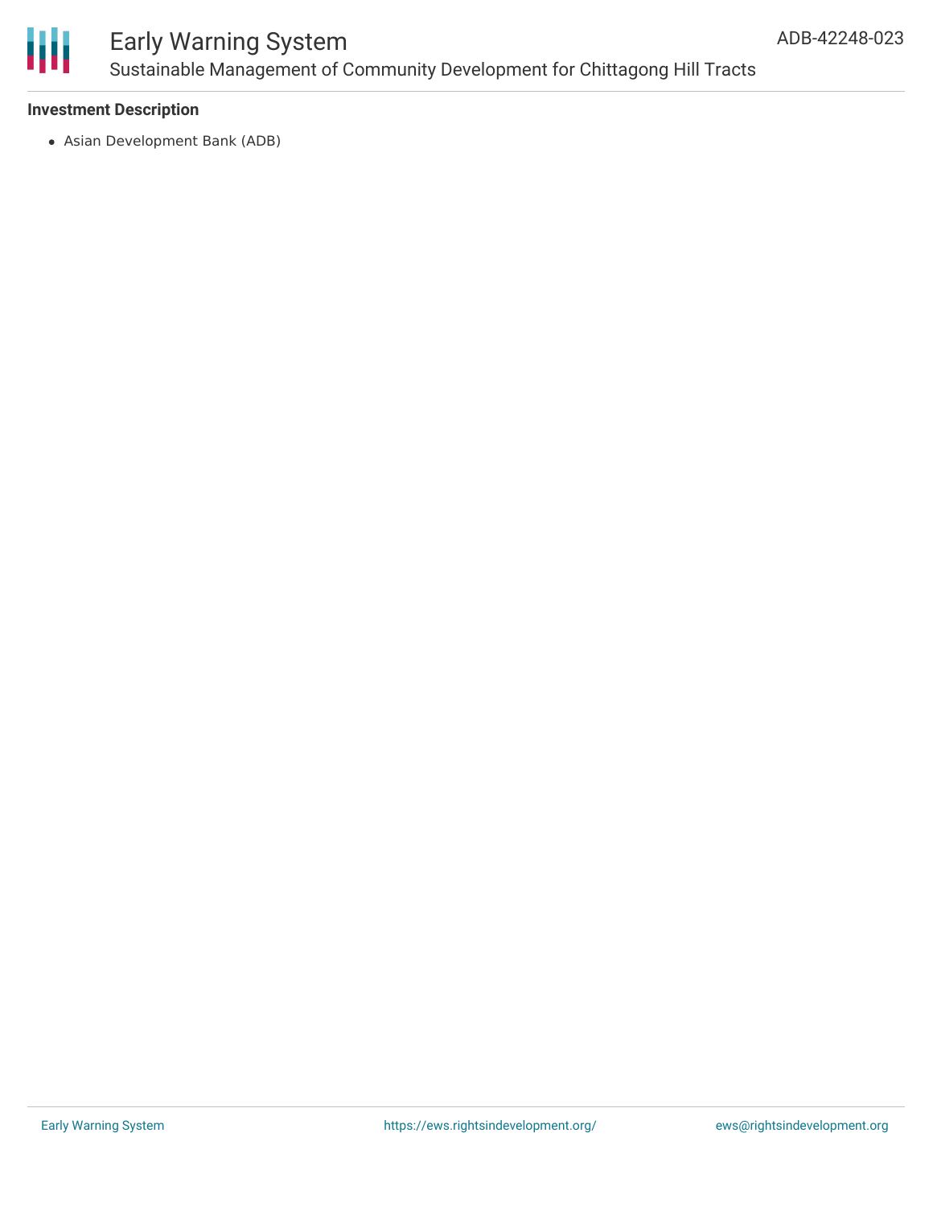**Investment Description**

- Asian Development Bank (ADB)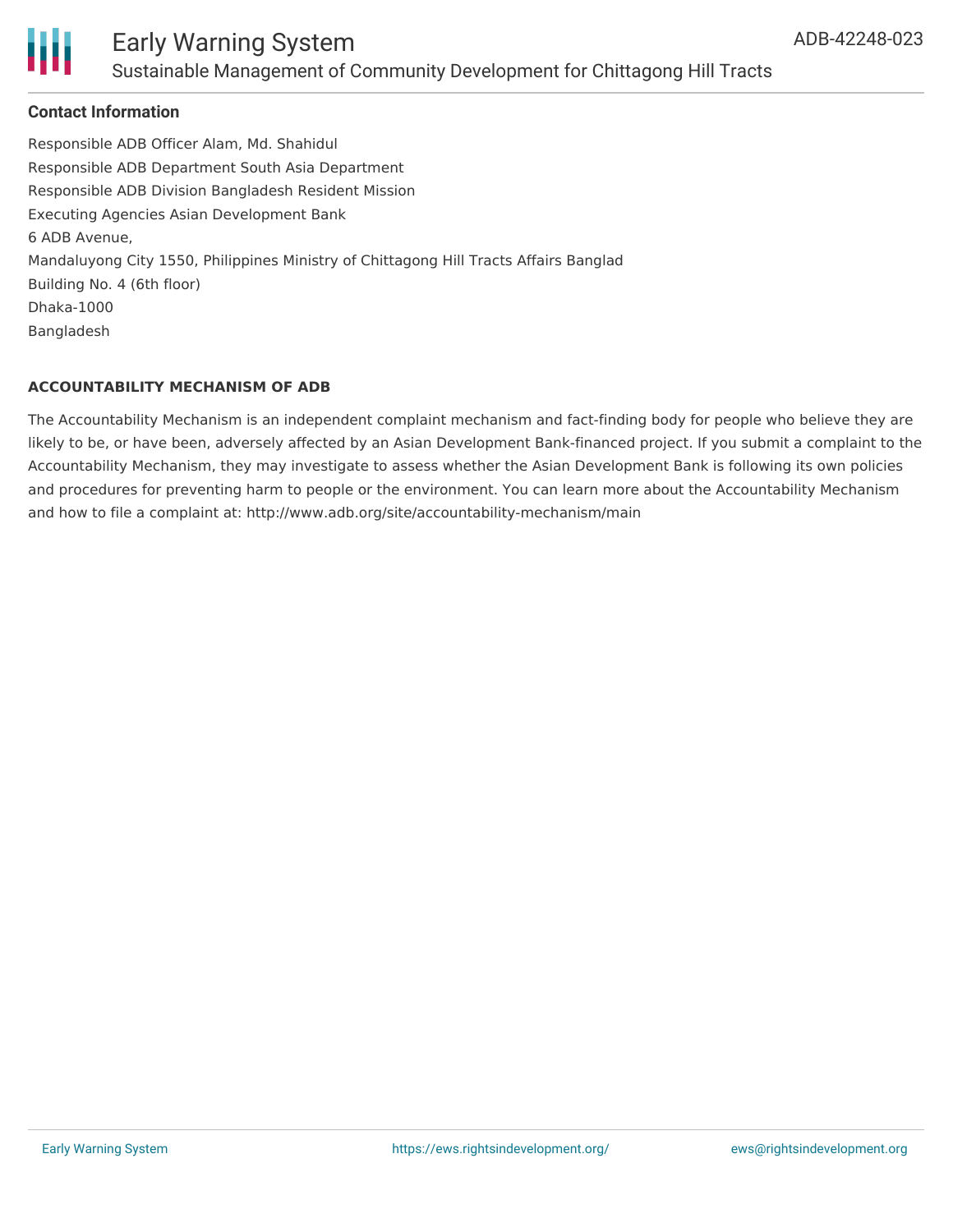### Contact Information

Responsible ADB Officer Alam, Md. Shahidul
Responsible ADB Department South Asia Department
Responsible ADB Division Bangladesh Resident Mission
Executing Agencies Asian Development Bank
6 ADB Avenue,
Mandaluyong City 1550, Philippines Ministry of Chittagong Hill Tracts Affairs Banglad
Building No. 4 (6th floor)
Dhaka-1000
Bangladesh

#### ACCOUNTABILITY MECHANISM OF ADB

The Accountability Mechanism is an independent complaint mechanism and fact-finding body for people who believe they are likely to be, or have been, adversely affected by an Asian Development Bank-financed project. If you submit a complaint to the Accountability Mechanism, they may investigate to assess whether the Asian Development Bank is following its own policies and procedures for preventing harm to people or the environment. You can learn more about the Accountability Mechanism and how to file a complaint at: http://www.adb.org/site/accountability-mechanism/main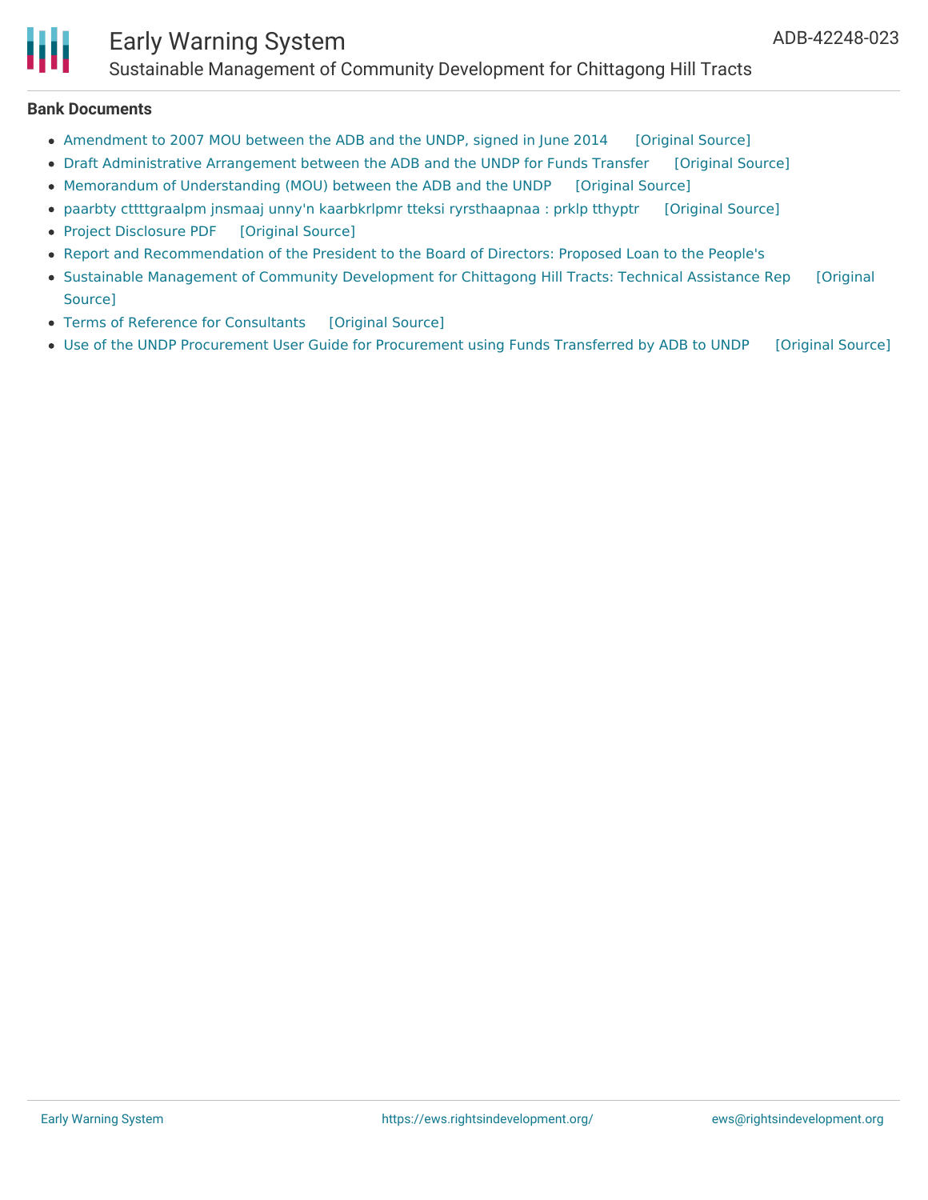## Bank Documents

- Amendment to 2007 MOU between the ADB and the UNDP, signed in June 2014 [Original Source]
- Draft Administrative Arrangement between the ADB and the UNDP for Funds Transfer [Original Source]
- Memorandum of Understanding (MOU) between the ADB and the UNDP [Original Source]
- paarbty cttttgraalpm jnsmaaj unny'n kaarbkrlpmr tteksi ryrsthaapnaa : prklp tthyptr [Original Source]
- Project Disclosure PDF [Original Source]
- Report and Recommendation of the President to the Board of Directors: Proposed Loan to the People's
- Sustainable Management of Community Development for Chittagong Hill Tracts: Technical Assistance Rep [Original Source]
- Terms of Reference for Consultants [Original Source]
- Use of the UNDP Procurement User Guide for Procurement using Funds Transferred by ADB to UNDP [Original Source]